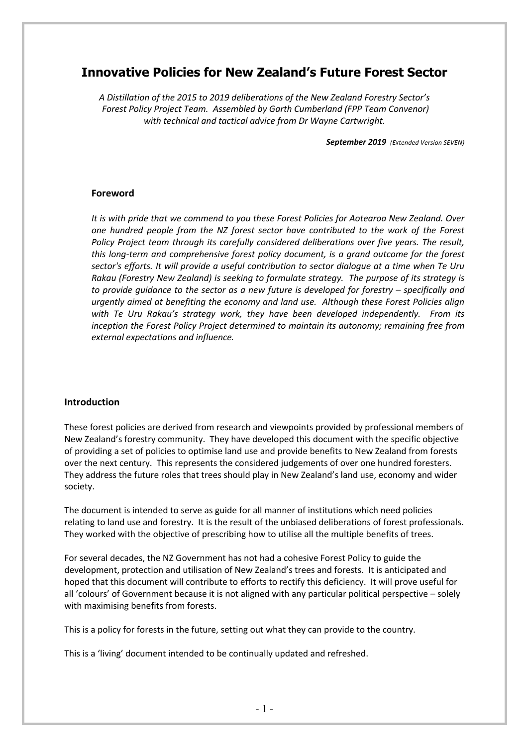# Innovative Policies for New Zealand's Future Forest Sector

*A Distillation of the 2015 to 2019 deliberations of the New Zealand Forestry Sector's Forest Policy Project Team. Assembled by Garth Cumberland (FPP Team Convenor) with technical and tactical advice from Dr Wayne Cartwright.*

***September 2019*** *(Extended Version SEVEN)*

## Foreword

*It is with pride that we commend to you these Forest Policies for Aotearoa New Zealand. Over one hundred people from the NZ forest sector have contributed to the work of the Forest Policy Project team through its carefully considered deliberations over five years. The result, this long-term and comprehensive forest policy document, is a grand outcome for the forest sector's efforts. It will provide a useful contribution to sector dialogue at a time when Te Uru Rakau (Forestry New Zealand) is seeking to formulate strategy. The purpose of its strategy is to provide guidance to the sector as a new future is developed for forestry – specifically and urgently aimed at benefiting the economy and land use. Although these Forest Policies align with Te Uru Rakau's strategy work, they have been developed independently. From its inception the Forest Policy Project determined to maintain its autonomy; remaining free from external expectations and influence.*

## Introduction

These forest policies are derived from research and viewpoints provided by professional members of New Zealand's forestry community. They have developed this document with the specific objective of providing a set of policies to optimise land use and provide benefits to New Zealand from forests over the next century. This represents the considered judgements of over one hundred foresters. They address the future roles that trees should play in New Zealand's land use, economy and wider society.

The document is intended to serve as guide for all manner of institutions which need policies relating to land use and forestry. It is the result of the unbiased deliberations of forest professionals. They worked with the objective of prescribing how to utilise all the multiple benefits of trees.

For several decades, the NZ Government has not had a cohesive Forest Policy to guide the development, protection and utilisation of New Zealand's trees and forests. It is anticipated and hoped that this document will contribute to efforts to rectify this deficiency. It will prove useful for all 'colours' of Government because it is not aligned with any particular political perspective – solely with maximising benefits from forests.

This is a policy for forests in the future, setting out what they can provide to the country.

This is a 'living' document intended to be continually updated and refreshed.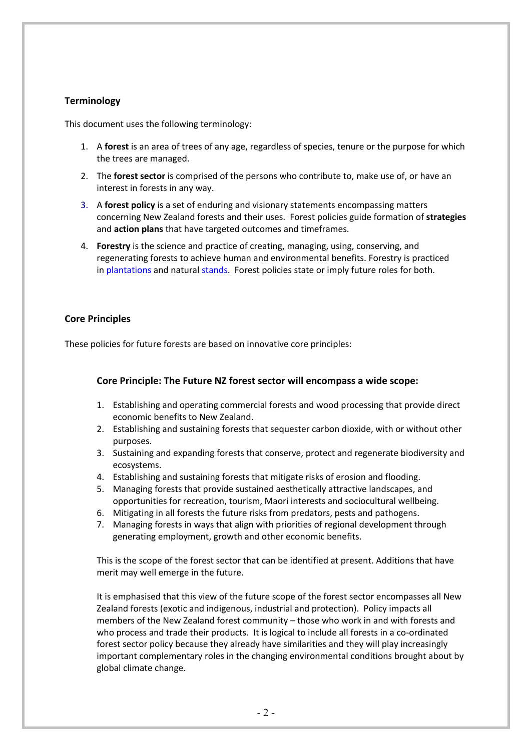## Terminology

This document uses the following terminology:

1. A **forest** is an area of trees of any age, regardless of species, tenure or the purpose for which the trees are managed.
2. The **forest sector** is comprised of the persons who contribute to, make use of, or have an interest in forests in any way.
3. A **forest policy** is a set of enduring and visionary statements encompassing matters concerning New Zealand forests and their uses. Forest policies guide formation of **strategies** and **action plans** that have targeted outcomes and timeframes.
4. **Forestry** is the science and practice of creating, managing, using, conserving, and regenerating forests to achieve human and environmental benefits. Forestry is practiced in plantations and natural stands. Forest policies state or imply future roles for both.

## Core Principles

These policies for future forests are based on innovative core principles:

### Core Principle: The Future NZ forest sector will encompass a wide scope:

1. Establishing and operating commercial forests and wood processing that provide direct economic benefits to New Zealand.
2. Establishing and sustaining forests that sequester carbon dioxide, with or without other purposes.
3. Sustaining and expanding forests that conserve, protect and regenerate biodiversity and ecosystems.
4. Establishing and sustaining forests that mitigate risks of erosion and flooding.
5. Managing forests that provide sustained aesthetically attractive landscapes, and opportunities for recreation, tourism, Maori interests and sociocultural wellbeing.
6. Mitigating in all forests the future risks from predators, pests and pathogens.
7. Managing forests in ways that align with priorities of regional development through generating employment, growth and other economic benefits.

This is the scope of the forest sector that can be identified at present. Additions that have merit may well emerge in the future.

It is emphasised that this view of the future scope of the forest sector encompasses all New Zealand forests (exotic and indigenous, industrial and protection). Policy impacts all members of the New Zealand forest community – those who work in and with forests and who process and trade their products. It is logical to include all forests in a co-ordinated forest sector policy because they already have similarities and they will play increasingly important complementary roles in the changing environmental conditions brought about by global climate change.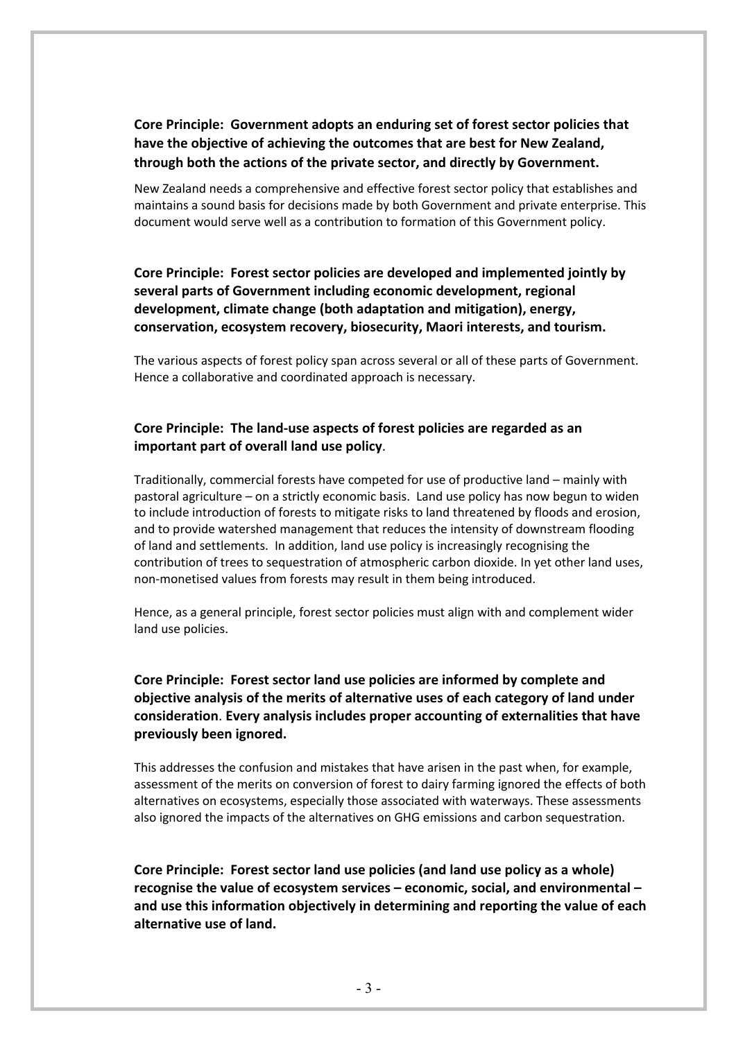**Core Principle: Government adopts an enduring set of forest sector policies that have the objective of achieving the outcomes that are best for New Zealand, through both the actions of the private sector, and directly by Government.**

New Zealand needs a comprehensive and effective forest sector policy that establishes and maintains a sound basis for decisions made by both Government and private enterprise. This document would serve well as a contribution to formation of this Government policy.

**Core Principle: Forest sector policies are developed and implemented jointly by several parts of Government including economic development, regional development, climate change (both adaptation and mitigation), energy, conservation, ecosystem recovery, biosecurity, Maori interests, and tourism.**

The various aspects of forest policy span across several or all of these parts of Government. Hence a collaborative and coordinated approach is necessary.

**Core Principle: The land-use aspects of forest policies are regarded as an important part of overall land use policy**.

Traditionally, commercial forests have competed for use of productive land – mainly with pastoral agriculture – on a strictly economic basis. Land use policy has now begun to widen to include introduction of forests to mitigate risks to land threatened by floods and erosion, and to provide watershed management that reduces the intensity of downstream flooding of land and settlements. In addition, land use policy is increasingly recognising the contribution of trees to sequestration of atmospheric carbon dioxide. In yet other land uses, non-monetised values from forests may result in them being introduced.

Hence, as a general principle, forest sector policies must align with and complement wider land use policies.

**Core Principle: Forest sector land use policies are informed by complete and objective analysis of the merits of alternative uses of each category of land under consideration**. **Every analysis includes proper accounting of externalities that have previously been ignored.**

This addresses the confusion and mistakes that have arisen in the past when, for example, assessment of the merits on conversion of forest to dairy farming ignored the effects of both alternatives on ecosystems, especially those associated with waterways. These assessments also ignored the impacts of the alternatives on GHG emissions and carbon sequestration.

**Core Principle: Forest sector land use policies (and land use policy as a whole) recognise the value of ecosystem services – economic, social, and environmental – and use this information objectively in determining and reporting the value of each alternative use of land.**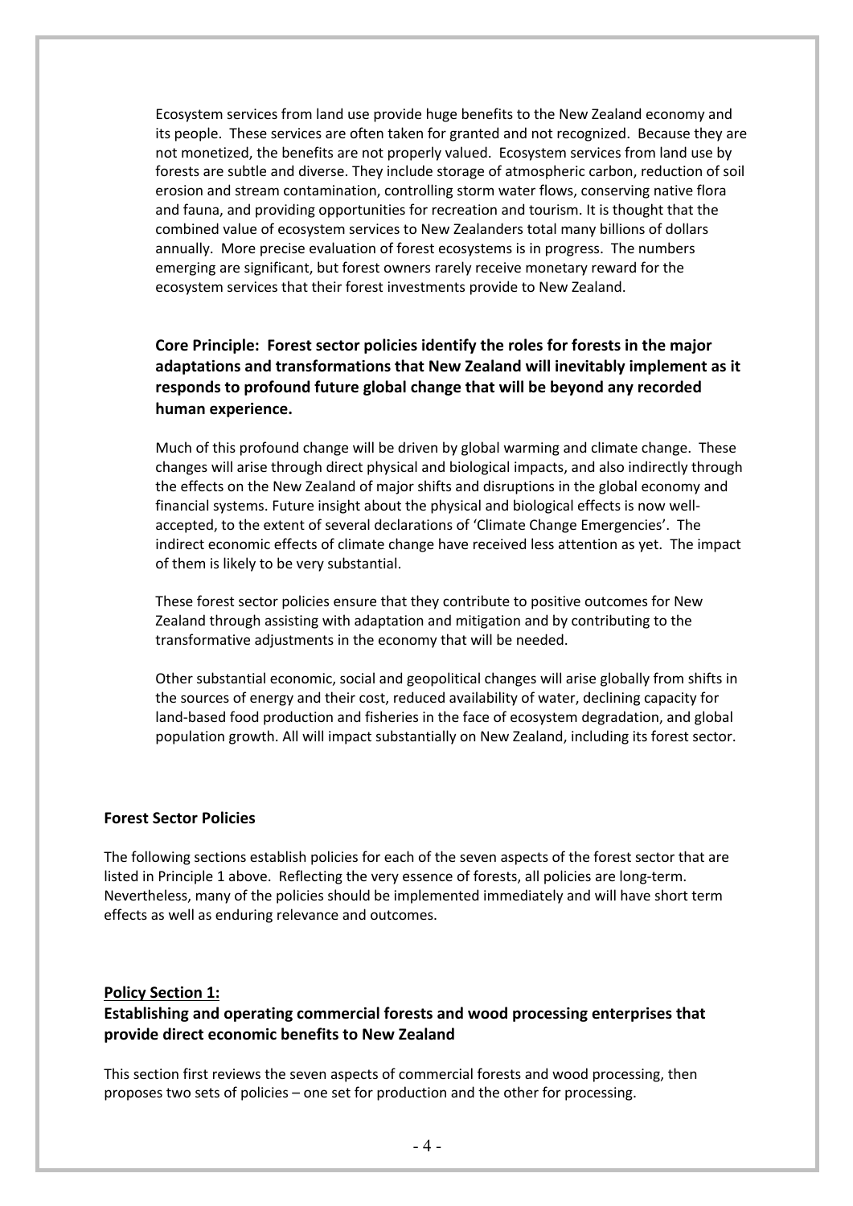Ecosystem services from land use provide huge benefits to the New Zealand economy and its people. These services are often taken for granted and not recognized. Because they are not monetized, the benefits are not properly valued. Ecosystem services from land use by forests are subtle and diverse. They include storage of atmospheric carbon, reduction of soil erosion and stream contamination, controlling storm water flows, conserving native flora and fauna, and providing opportunities for recreation and tourism. It is thought that the combined value of ecosystem services to New Zealanders total many billions of dollars annually. More precise evaluation of forest ecosystems is in progress. The numbers emerging are significant, but forest owners rarely receive monetary reward for the ecosystem services that their forest investments provide to New Zealand.

**Core Principle: Forest sector policies identify the roles for forests in the major adaptations and transformations that New Zealand will inevitably implement as it responds to profound future global change that will be beyond any recorded human experience.**

Much of this profound change will be driven by global warming and climate change. These changes will arise through direct physical and biological impacts, and also indirectly through the effects on the New Zealand of major shifts and disruptions in the global economy and financial systems. Future insight about the physical and biological effects is now well-accepted, to the extent of several declarations of 'Climate Change Emergencies'. The indirect economic effects of climate change have received less attention as yet. The impact of them is likely to be very substantial.

These forest sector policies ensure that they contribute to positive outcomes for New Zealand through assisting with adaptation and mitigation and by contributing to the transformative adjustments in the economy that will be needed.

Other substantial economic, social and geopolitical changes will arise globally from shifts in the sources of energy and their cost, reduced availability of water, declining capacity for land-based food production and fisheries in the face of ecosystem degradation, and global population growth. All will impact substantially on New Zealand, including its forest sector.

## Forest Sector Policies

The following sections establish policies for each of the seven aspects of the forest sector that are listed in Principle 1 above. Reflecting the very essence of forests, all policies are long-term. Nevertheless, many of the policies should be implemented immediately and will have short term effects as well as enduring relevance and outcomes.

## Policy Section 1:
### Establishing and operating commercial forests and wood processing enterprises that provide direct economic benefits to New Zealand

This section first reviews the seven aspects of commercial forests and wood processing, then proposes two sets of policies – one set for production and the other for processing.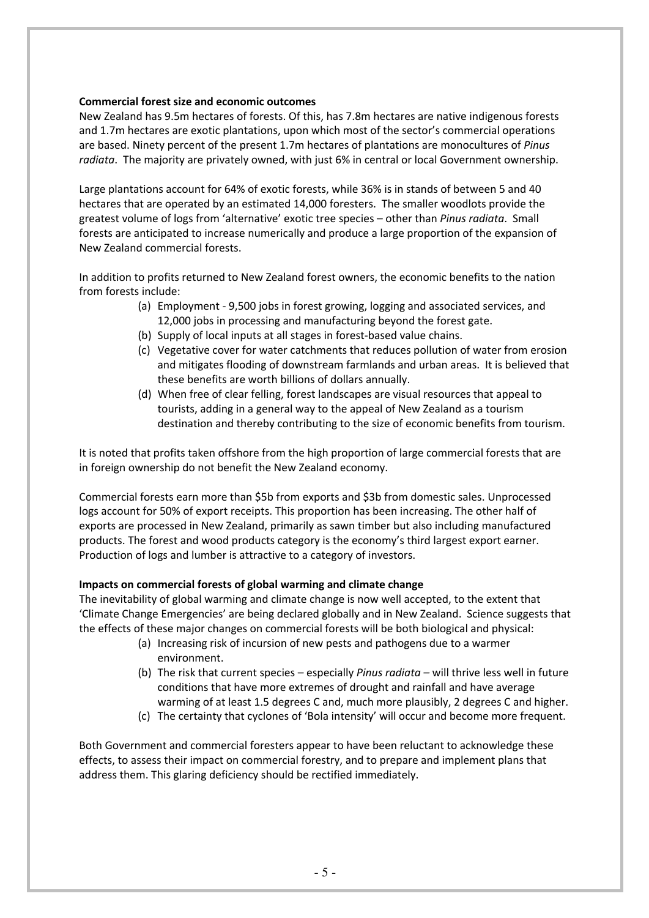**Commercial forest size and economic outcomes**

New Zealand has 9.5m hectares of forests. Of this, has 7.8m hectares are native indigenous forests and 1.7m hectares are exotic plantations, upon which most of the sector's commercial operations are based. Ninety percent of the present 1.7m hectares of plantations are monocultures of *Pinus radiata*. The majority are privately owned, with just 6% in central or local Government ownership.

Large plantations account for 64% of exotic forests, while 36% is in stands of between 5 and 40 hectares that are operated by an estimated 14,000 foresters. The smaller woodlots provide the greatest volume of logs from 'alternative' exotic tree species – other than *Pinus radiata*. Small forests are anticipated to increase numerically and produce a large proportion of the expansion of New Zealand commercial forests.

In addition to profits returned to New Zealand forest owners, the economic benefits to the nation from forests include:

(a) Employment - 9,500 jobs in forest growing, logging and associated services, and 12,000 jobs in processing and manufacturing beyond the forest gate.
(b) Supply of local inputs at all stages in forest-based value chains.
(c) Vegetative cover for water catchments that reduces pollution of water from erosion and mitigates flooding of downstream farmlands and urban areas. It is believed that these benefits are worth billions of dollars annually.
(d) When free of clear felling, forest landscapes are visual resources that appeal to tourists, adding in a general way to the appeal of New Zealand as a tourism destination and thereby contributing to the size of economic benefits from tourism.

It is noted that profits taken offshore from the high proportion of large commercial forests that are in foreign ownership do not benefit the New Zealand economy.

Commercial forests earn more than $5b from exports and $3b from domestic sales. Unprocessed logs account for 50% of export receipts. This proportion has been increasing. The other half of exports are processed in New Zealand, primarily as sawn timber but also including manufactured products. The forest and wood products category is the economy's third largest export earner. Production of logs and lumber is attractive to a category of investors.

**Impacts on commercial forests of global warming and climate change**

The inevitability of global warming and climate change is now well accepted, to the extent that 'Climate Change Emergencies' are being declared globally and in New Zealand. Science suggests that the effects of these major changes on commercial forests will be both biological and physical:

(a) Increasing risk of incursion of new pests and pathogens due to a warmer environment.
(b) The risk that current species – especially *Pinus radiata* – will thrive less well in future conditions that have more extremes of drought and rainfall and have average warming of at least 1.5 degrees C and, much more plausibly, 2 degrees C and higher.
(c) The certainty that cyclones of 'Bola intensity' will occur and become more frequent.

Both Government and commercial foresters appear to have been reluctant to acknowledge these effects, to assess their impact on commercial forestry, and to prepare and implement plans that address them. This glaring deficiency should be rectified immediately.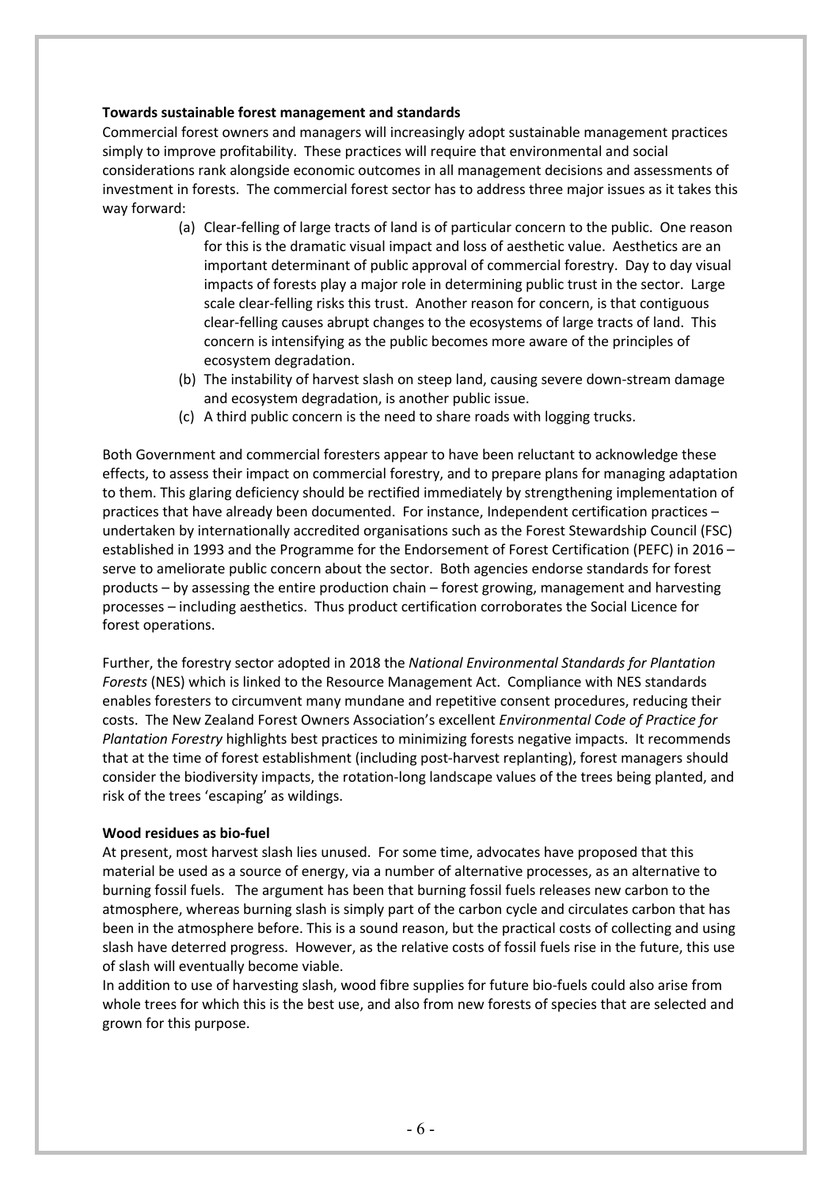**Towards sustainable forest management and standards**

Commercial forest owners and managers will increasingly adopt sustainable management practices simply to improve profitability. These practices will require that environmental and social considerations rank alongside economic outcomes in all management decisions and assessments of investment in forests. The commercial forest sector has to address three major issues as it takes this way forward:

(a) Clear-felling of large tracts of land is of particular concern to the public. One reason for this is the dramatic visual impact and loss of aesthetic value. Aesthetics are an important determinant of public approval of commercial forestry. Day to day visual impacts of forests play a major role in determining public trust in the sector. Large scale clear-felling risks this trust. Another reason for concern, is that contiguous clear-felling causes abrupt changes to the ecosystems of large tracts of land. This concern is intensifying as the public becomes more aware of the principles of ecosystem degradation.

(b) The instability of harvest slash on steep land, causing severe down-stream damage and ecosystem degradation, is another public issue.

(c) A third public concern is the need to share roads with logging trucks.

Both Government and commercial foresters appear to have been reluctant to acknowledge these effects, to assess their impact on commercial forestry, and to prepare plans for managing adaptation to them. This glaring deficiency should be rectified immediately by strengthening implementation of practices that have already been documented. For instance, Independent certification practices – undertaken by internationally accredited organisations such as the Forest Stewardship Council (FSC) established in 1993 and the Programme for the Endorsement of Forest Certification (PEFC) in 2016 – serve to ameliorate public concern about the sector. Both agencies endorse standards for forest products – by assessing the entire production chain – forest growing, management and harvesting processes – including aesthetics. Thus product certification corroborates the Social Licence for forest operations.

Further, the forestry sector adopted in 2018 the *National Environmental Standards for Plantation Forests* (NES) which is linked to the Resource Management Act. Compliance with NES standards enables foresters to circumvent many mundane and repetitive consent procedures, reducing their costs. The New Zealand Forest Owners Association's excellent *Environmental Code of Practice for Plantation Forestry* highlights best practices to minimizing forests negative impacts. It recommends that at the time of forest establishment (including post-harvest replanting), forest managers should consider the biodiversity impacts, the rotation-long landscape values of the trees being planted, and risk of the trees 'escaping' as wildings.

**Wood residues as bio-fuel**

At present, most harvest slash lies unused. For some time, advocates have proposed that this material be used as a source of energy, via a number of alternative processes, as an alternative to burning fossil fuels. The argument has been that burning fossil fuels releases new carbon to the atmosphere, whereas burning slash is simply part of the carbon cycle and circulates carbon that has been in the atmosphere before. This is a sound reason, but the practical costs of collecting and using slash have deterred progress. However, as the relative costs of fossil fuels rise in the future, this use of slash will eventually become viable.

In addition to use of harvesting slash, wood fibre supplies for future bio-fuels could also arise from whole trees for which this is the best use, and also from new forests of species that are selected and grown for this purpose.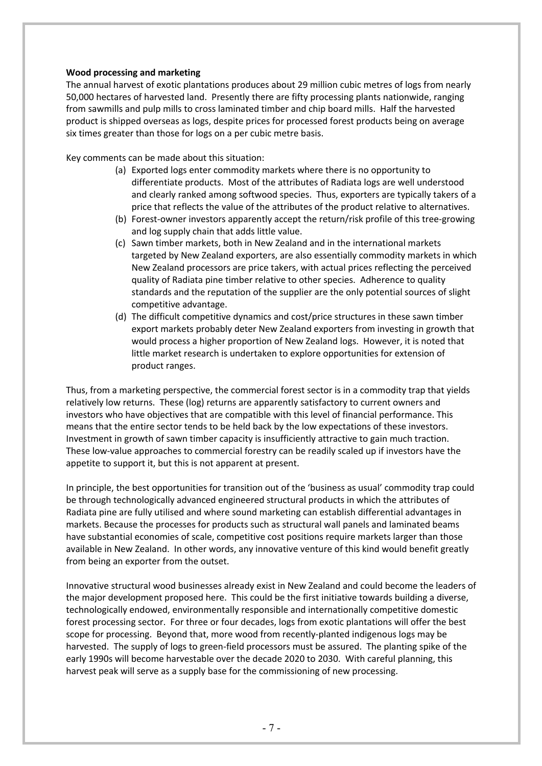**Wood processing and marketing**

The annual harvest of exotic plantations produces about 29 million cubic metres of logs from nearly 50,000 hectares of harvested land. Presently there are fifty processing plants nationwide, ranging from sawmills and pulp mills to cross laminated timber and chip board mills. Half the harvested product is shipped overseas as logs, despite prices for processed forest products being on average six times greater than those for logs on a per cubic metre basis.

Key comments can be made about this situation:

(a) Exported logs enter commodity markets where there is no opportunity to differentiate products. Most of the attributes of Radiata logs are well understood and clearly ranked among softwood species. Thus, exporters are typically takers of a price that reflects the value of the attributes of the product relative to alternatives.

(b) Forest-owner investors apparently accept the return/risk profile of this tree-growing and log supply chain that adds little value.

(c) Sawn timber markets, both in New Zealand and in the international markets targeted by New Zealand exporters, are also essentially commodity markets in which New Zealand processors are price takers, with actual prices reflecting the perceived quality of Radiata pine timber relative to other species. Adherence to quality standards and the reputation of the supplier are the only potential sources of slight competitive advantage.

(d) The difficult competitive dynamics and cost/price structures in these sawn timber export markets probably deter New Zealand exporters from investing in growth that would process a higher proportion of New Zealand logs. However, it is noted that little market research is undertaken to explore opportunities for extension of product ranges.

Thus, from a marketing perspective, the commercial forest sector is in a commodity trap that yields relatively low returns. These (log) returns are apparently satisfactory to current owners and investors who have objectives that are compatible with this level of financial performance. This means that the entire sector tends to be held back by the low expectations of these investors. Investment in growth of sawn timber capacity is insufficiently attractive to gain much traction. These low-value approaches to commercial forestry can be readily scaled up if investors have the appetite to support it, but this is not apparent at present.

In principle, the best opportunities for transition out of the 'business as usual' commodity trap could be through technologically advanced engineered structural products in which the attributes of Radiata pine are fully utilised and where sound marketing can establish differential advantages in markets. Because the processes for products such as structural wall panels and laminated beams have substantial economies of scale, competitive cost positions require markets larger than those available in New Zealand. In other words, any innovative venture of this kind would benefit greatly from being an exporter from the outset.

Innovative structural wood businesses already exist in New Zealand and could become the leaders of the major development proposed here. This could be the first initiative towards building a diverse, technologically endowed, environmentally responsible and internationally competitive domestic forest processing sector. For three or four decades, logs from exotic plantations will offer the best scope for processing. Beyond that, more wood from recently-planted indigenous logs may be harvested. The supply of logs to green-field processors must be assured. The planting spike of the early 1990s will become harvestable over the decade 2020 to 2030. With careful planning, this harvest peak will serve as a supply base for the commissioning of new processing.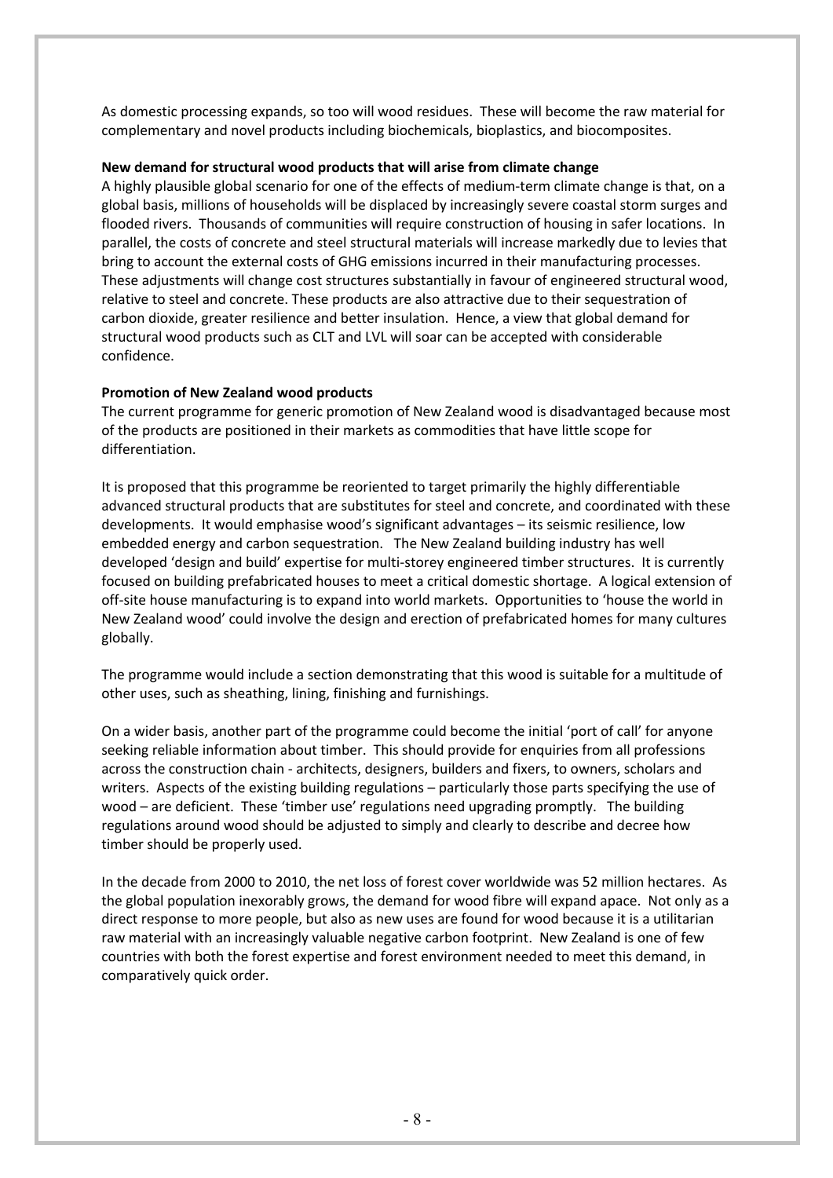As domestic processing expands, so too will wood residues. These will become the raw material for complementary and novel products including biochemicals, bioplastics, and biocomposites.

**New demand for structural wood products that will arise from climate change**

A highly plausible global scenario for one of the effects of medium-term climate change is that, on a global basis, millions of households will be displaced by increasingly severe coastal storm surges and flooded rivers. Thousands of communities will require construction of housing in safer locations. In parallel, the costs of concrete and steel structural materials will increase markedly due to levies that bring to account the external costs of GHG emissions incurred in their manufacturing processes. These adjustments will change cost structures substantially in favour of engineered structural wood, relative to steel and concrete. These products are also attractive due to their sequestration of carbon dioxide, greater resilience and better insulation. Hence, a view that global demand for structural wood products such as CLT and LVL will soar can be accepted with considerable confidence.

**Promotion of New Zealand wood products**

The current programme for generic promotion of New Zealand wood is disadvantaged because most of the products are positioned in their markets as commodities that have little scope for differentiation.

It is proposed that this programme be reoriented to target primarily the highly differentiable advanced structural products that are substitutes for steel and concrete, and coordinated with these developments. It would emphasise wood's significant advantages – its seismic resilience, low embedded energy and carbon sequestration. The New Zealand building industry has well developed 'design and build' expertise for multi-storey engineered timber structures. It is currently focused on building prefabricated houses to meet a critical domestic shortage. A logical extension of off-site house manufacturing is to expand into world markets. Opportunities to 'house the world in New Zealand wood' could involve the design and erection of prefabricated homes for many cultures globally.

The programme would include a section demonstrating that this wood is suitable for a multitude of other uses, such as sheathing, lining, finishing and furnishings.

On a wider basis, another part of the programme could become the initial 'port of call' for anyone seeking reliable information about timber. This should provide for enquiries from all professions across the construction chain - architects, designers, builders and fixers, to owners, scholars and writers. Aspects of the existing building regulations – particularly those parts specifying the use of wood – are deficient. These 'timber use' regulations need upgrading promptly. The building regulations around wood should be adjusted to simply and clearly to describe and decree how timber should be properly used.

In the decade from 2000 to 2010, the net loss of forest cover worldwide was 52 million hectares. As the global population inexorably grows, the demand for wood fibre will expand apace. Not only as a direct response to more people, but also as new uses are found for wood because it is a utilitarian raw material with an increasingly valuable negative carbon footprint. New Zealand is one of few countries with both the forest expertise and forest environment needed to meet this demand, in comparatively quick order.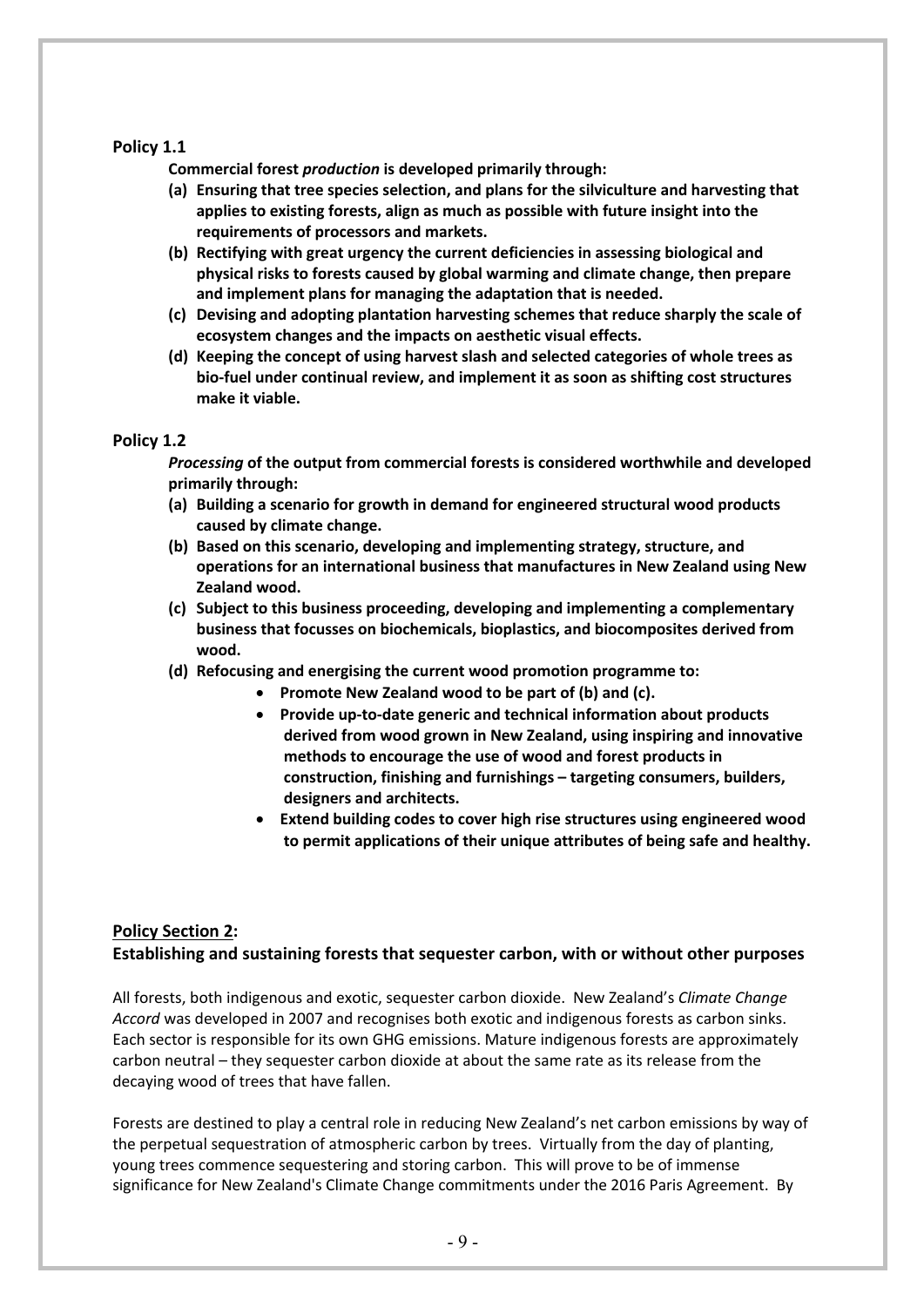### Policy 1.1

**Commercial forest *production* is developed primarily through:**

**(a) Ensuring that tree species selection, and plans for the silviculture and harvesting that applies to existing forests, align as much as possible with future insight into the requirements of processors and markets.**

**(b) Rectifying with great urgency the current deficiencies in assessing biological and physical risks to forests caused by global warming and climate change, then prepare and implement plans for managing the adaptation that is needed.**

**(c) Devising and adopting plantation harvesting schemes that reduce sharply the scale of ecosystem changes and the impacts on aesthetic visual effects.**

**(d) Keeping the concept of using harvest slash and selected categories of whole trees as bio-fuel under continual review, and implement it as soon as shifting cost structures make it viable.**

### Policy 1.2

***Processing* of the output from commercial forests is considered worthwhile and developed primarily through:**

**(a) Building a scenario for growth in demand for engineered structural wood products caused by climate change.**

**(b) Based on this scenario, developing and implementing strategy, structure, and operations for an international business that manufactures in New Zealand using New Zealand wood.**

**(c) Subject to this business proceeding, developing and implementing a complementary business that focusses on biochemicals, bioplastics, and biocomposites derived from wood.**

**(d) Refocusing and energising the current wood promotion programme to:**

- **Promote New Zealand wood to be part of (b) and (c).**
- **Provide up-to-date generic and technical information about products derived from wood grown in New Zealand, using inspiring and innovative methods to encourage the use of wood and forest products in construction, finishing and furnishings – targeting consumers, builders, designers and architects.**
- **Extend building codes to cover high rise structures using engineered wood to permit applications of their unique attributes of being safe and healthy.**

## Policy Section 2:

## Establishing and sustaining forests that sequester carbon, with or without other purposes

All forests, both indigenous and exotic, sequester carbon dioxide. New Zealand's *Climate Change Accord* was developed in 2007 and recognises both exotic and indigenous forests as carbon sinks. Each sector is responsible for its own GHG emissions. Mature indigenous forests are approximately carbon neutral – they sequester carbon dioxide at about the same rate as its release from the decaying wood of trees that have fallen.

Forests are destined to play a central role in reducing New Zealand's net carbon emissions by way of the perpetual sequestration of atmospheric carbon by trees. Virtually from the day of planting, young trees commence sequestering and storing carbon. This will prove to be of immense significance for New Zealand's Climate Change commitments under the 2016 Paris Agreement. By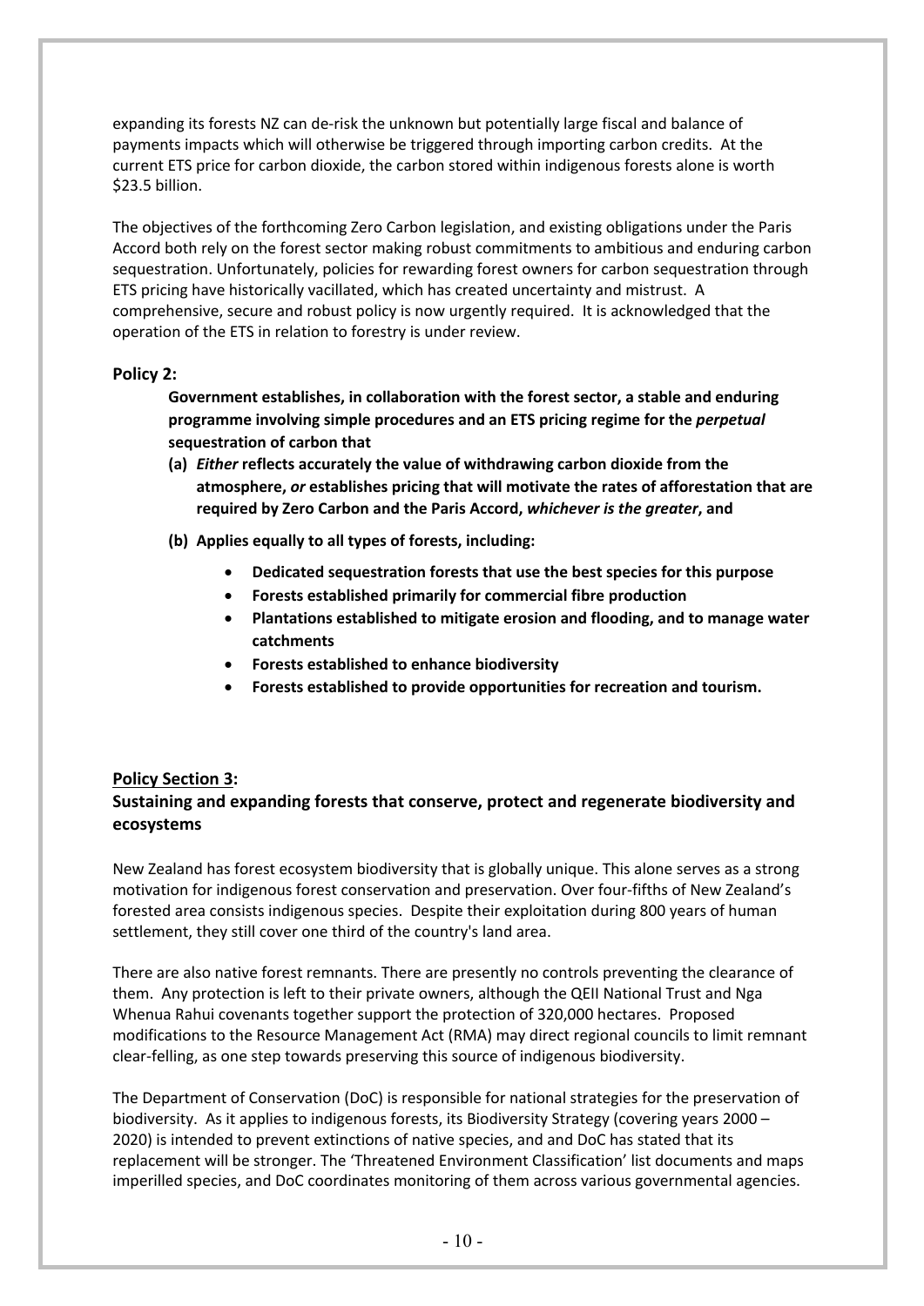expanding its forests NZ can de-risk the unknown but potentially large fiscal and balance of payments impacts which will otherwise be triggered through importing carbon credits. At the current ETS price for carbon dioxide, the carbon stored within indigenous forests alone is worth $23.5 billion.

The objectives of the forthcoming Zero Carbon legislation, and existing obligations under the Paris Accord both rely on the forest sector making robust commitments to ambitious and enduring carbon sequestration. Unfortunately, policies for rewarding forest owners for carbon sequestration through ETS pricing have historically vacillated, which has created uncertainty and mistrust. A comprehensive, secure and robust policy is now urgently required. It is acknowledged that the operation of the ETS in relation to forestry is under review.

**Policy 2:**

**Government establishes, in collaboration with the forest sector, a stable and enduring programme involving simple procedures and an ETS pricing regime for the *perpetual* sequestration of carbon that**

**(a) *Either* reflects accurately the value of withdrawing carbon dioxide from the atmosphere, *or* establishes pricing that will motivate the rates of afforestation that are required by Zero Carbon and the Paris Accord, *whichever is the greater*, and**

**(b) Applies equally to all types of forests, including:**

- **Dedicated sequestration forests that use the best species for this purpose**
- **Forests established primarily for commercial fibre production**
- **Plantations established to mitigate erosion and flooding, and to manage water catchments**
- **Forests established to enhance biodiversity**
- **Forests established to provide opportunities for recreation and tourism.**

## <u>Policy Section 3</u>: Sustaining and expanding forests that conserve, protect and regenerate biodiversity and ecosystems

New Zealand has forest ecosystem biodiversity that is globally unique. This alone serves as a strong motivation for indigenous forest conservation and preservation. Over four-fifths of New Zealand's forested area consists indigenous species. Despite their exploitation during 800 years of human settlement, they still cover one third of the country's land area.

There are also native forest remnants. There are presently no controls preventing the clearance of them. Any protection is left to their private owners, although the QEII National Trust and Nga Whenua Rahui covenants together support the protection of 320,000 hectares. Proposed modifications to the Resource Management Act (RMA) may direct regional councils to limit remnant clear-felling, as one step towards preserving this source of indigenous biodiversity.

The Department of Conservation (DoC) is responsible for national strategies for the preservation of biodiversity. As it applies to indigenous forests, its Biodiversity Strategy (covering years 2000 – 2020) is intended to prevent extinctions of native species, and and DoC has stated that its replacement will be stronger. The 'Threatened Environment Classification' list documents and maps imperilled species, and DoC coordinates monitoring of them across various governmental agencies.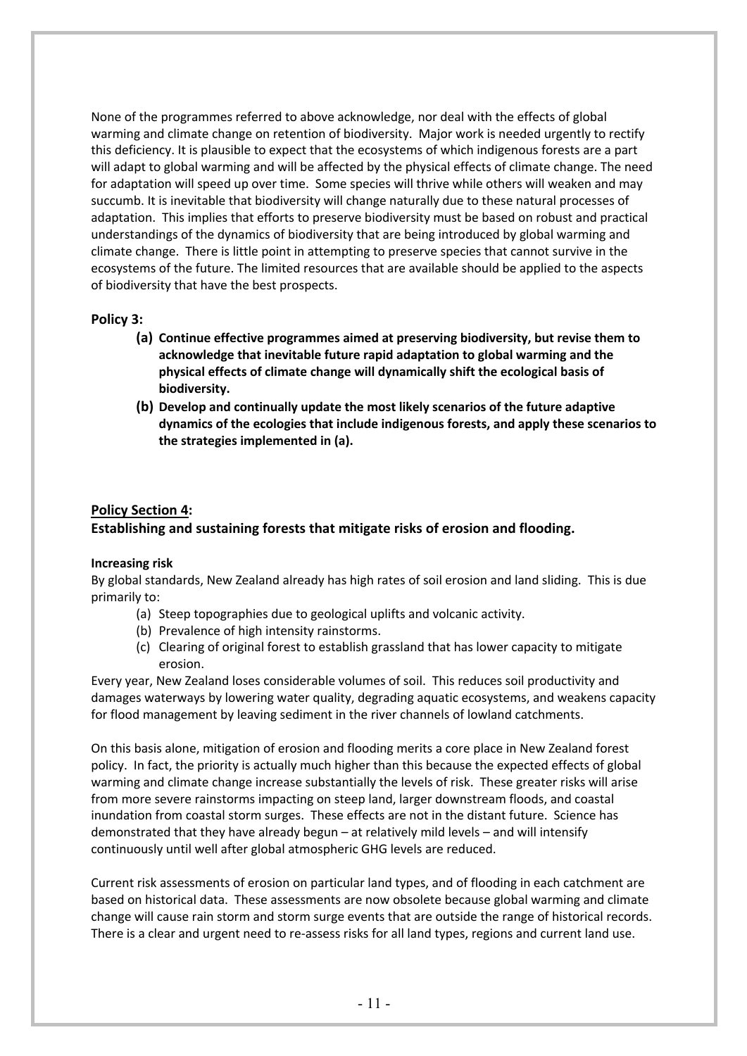None of the programmes referred to above acknowledge, nor deal with the effects of global warming and climate change on retention of biodiversity. Major work is needed urgently to rectify this deficiency. It is plausible to expect that the ecosystems of which indigenous forests are a part will adapt to global warming and will be affected by the physical effects of climate change. The need for adaptation will speed up over time. Some species will thrive while others will weaken and may succumb. It is inevitable that biodiversity will change naturally due to these natural processes of adaptation. This implies that efforts to preserve biodiversity must be based on robust and practical understandings of the dynamics of biodiversity that are being introduced by global warming and climate change. There is little point in attempting to preserve species that cannot survive in the ecosystems of the future. The limited resources that are available should be applied to the aspects of biodiversity that have the best prospects.

### Policy 3:

- **(a) Continue effective programmes aimed at preserving biodiversity, but revise them to acknowledge that inevitable future rapid adaptation to global warming and the physical effects of climate change will dynamically shift the ecological basis of biodiversity.**
- **(b) Develop and continually update the most likely scenarios of the future adaptive dynamics of the ecologies that include indigenous forests, and apply these scenarios to the strategies implemented in (a).**

## <u>Policy Section 4</u>: Establishing and sustaining forests that mitigate risks of erosion and flooding.

#### Increasing risk

By global standards, New Zealand already has high rates of soil erosion and land sliding. This is due primarily to:

- (a) Steep topographies due to geological uplifts and volcanic activity.
- (b) Prevalence of high intensity rainstorms.
- (c) Clearing of original forest to establish grassland that has lower capacity to mitigate erosion.

Every year, New Zealand loses considerable volumes of soil. This reduces soil productivity and damages waterways by lowering water quality, degrading aquatic ecosystems, and weakens capacity for flood management by leaving sediment in the river channels of lowland catchments.

On this basis alone, mitigation of erosion and flooding merits a core place in New Zealand forest policy. In fact, the priority is actually much higher than this because the expected effects of global warming and climate change increase substantially the levels of risk. These greater risks will arise from more severe rainstorms impacting on steep land, larger downstream floods, and coastal inundation from coastal storm surges. These effects are not in the distant future. Science has demonstrated that they have already begun – at relatively mild levels – and will intensify continuously until well after global atmospheric GHG levels are reduced.

Current risk assessments of erosion on particular land types, and of flooding in each catchment are based on historical data. These assessments are now obsolete because global warming and climate change will cause rain storm and storm surge events that are outside the range of historical records. There is a clear and urgent need to re-assess risks for all land types, regions and current land use.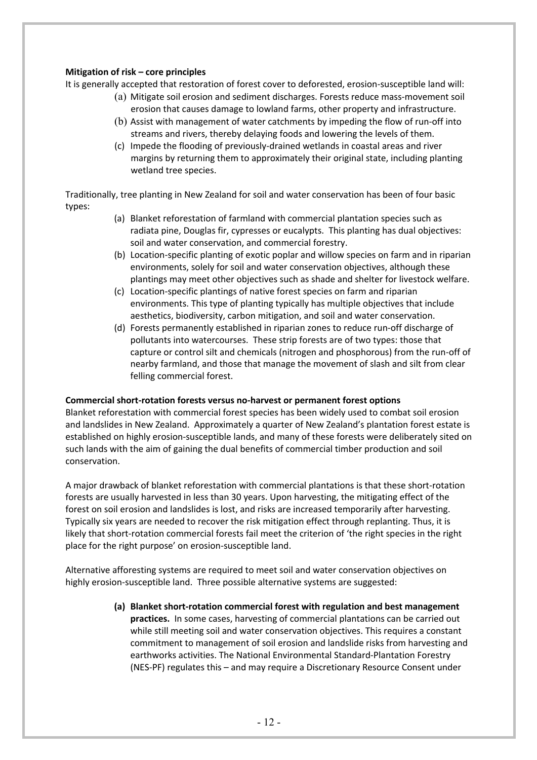**Mitigation of risk – core principles**

It is generally accepted that restoration of forest cover to deforested, erosion-susceptible land will:

(a) Mitigate soil erosion and sediment discharges. Forests reduce mass-movement soil erosion that causes damage to lowland farms, other property and infrastructure.

(b) Assist with management of water catchments by impeding the flow of run-off into streams and rivers, thereby delaying foods and lowering the levels of them.

(c) Impede the flooding of previously-drained wetlands in coastal areas and river margins by returning them to approximately their original state, including planting wetland tree species.

Traditionally, tree planting in New Zealand for soil and water conservation has been of four basic types:

(a) Blanket reforestation of farmland with commercial plantation species such as radiata pine, Douglas fir, cypresses or eucalypts. This planting has dual objectives: soil and water conservation, and commercial forestry.

(b) Location-specific planting of exotic poplar and willow species on farm and in riparian environments, solely for soil and water conservation objectives, although these plantings may meet other objectives such as shade and shelter for livestock welfare.

(c) Location-specific plantings of native forest species on farm and riparian environments. This type of planting typically has multiple objectives that include aesthetics, biodiversity, carbon mitigation, and soil and water conservation.

(d) Forests permanently established in riparian zones to reduce run-off discharge of pollutants into watercourses. These strip forests are of two types: those that capture or control silt and chemicals (nitrogen and phosphorous) from the run-off of nearby farmland, and those that manage the movement of slash and silt from clear felling commercial forest.

**Commercial short-rotation forests versus no-harvest or permanent forest options**

Blanket reforestation with commercial forest species has been widely used to combat soil erosion and landslides in New Zealand. Approximately a quarter of New Zealand's plantation forest estate is established on highly erosion-susceptible lands, and many of these forests were deliberately sited on such lands with the aim of gaining the dual benefits of commercial timber production and soil conservation.

A major drawback of blanket reforestation with commercial plantations is that these short-rotation forests are usually harvested in less than 30 years. Upon harvesting, the mitigating effect of the forest on soil erosion and landslides is lost, and risks are increased temporarily after harvesting. Typically six years are needed to recover the risk mitigation effect through replanting. Thus, it is likely that short-rotation commercial forests fail meet the criterion of 'the right species in the right place for the right purpose' on erosion-susceptible land.

Alternative afforesting systems are required to meet soil and water conservation objectives on highly erosion-susceptible land. Three possible alternative systems are suggested:

**(a) Blanket short-rotation commercial forest with regulation and best management practices.** In some cases, harvesting of commercial plantations can be carried out while still meeting soil and water conservation objectives. This requires a constant commitment to management of soil erosion and landslide risks from harvesting and earthworks activities. The National Environmental Standard-Plantation Forestry (NES-PF) regulates this – and may require a Discretionary Resource Consent under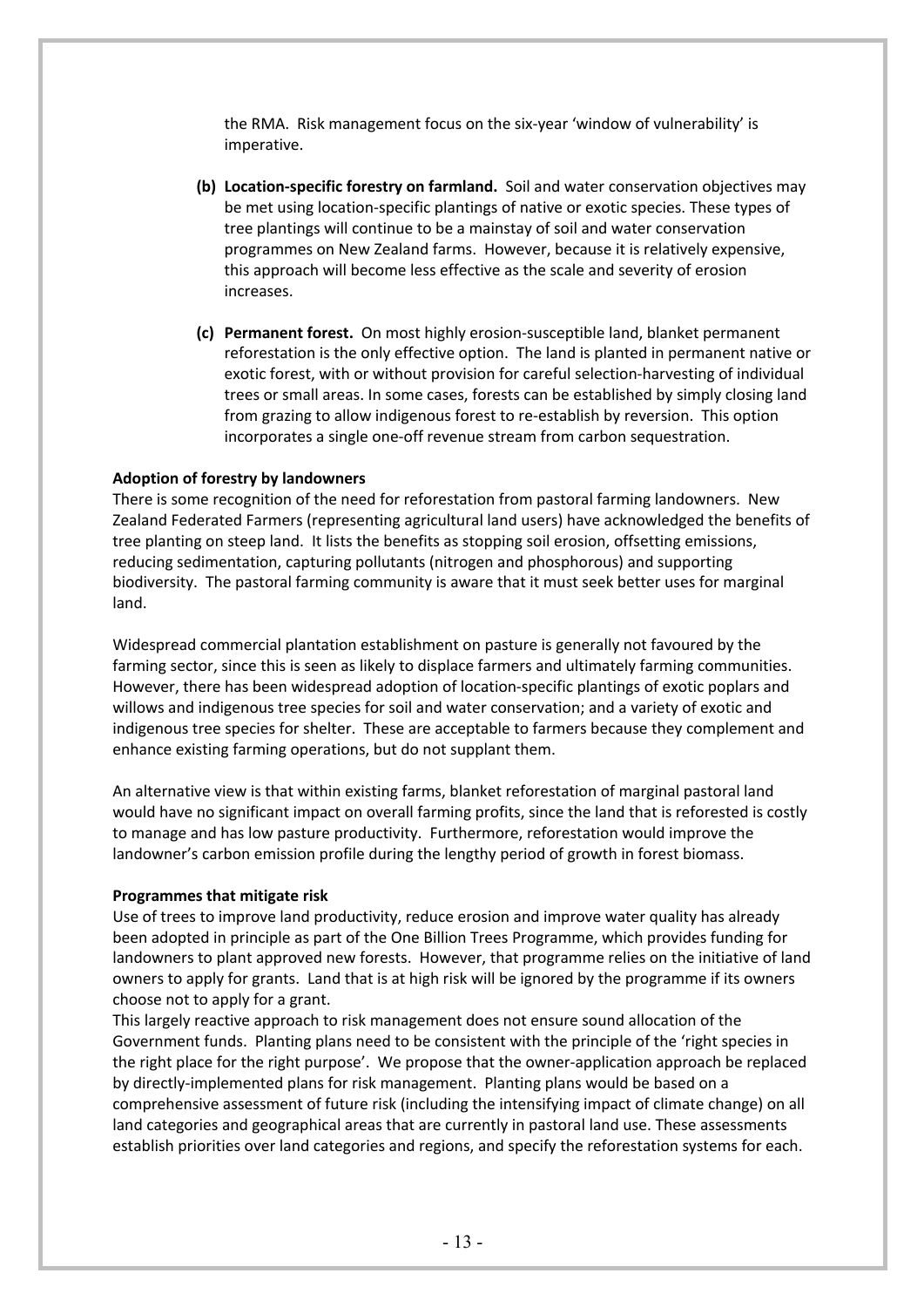the RMA. Risk management focus on the six-year 'window of vulnerability' is imperative.

**(b) Location-specific forestry on farmland.** Soil and water conservation objectives may be met using location-specific plantings of native or exotic species. These types of tree plantings will continue to be a mainstay of soil and water conservation programmes on New Zealand farms. However, because it is relatively expensive, this approach will become less effective as the scale and severity of erosion increases.

**(c) Permanent forest.** On most highly erosion-susceptible land, blanket permanent reforestation is the only effective option. The land is planted in permanent native or exotic forest, with or without provision for careful selection-harvesting of individual trees or small areas. In some cases, forests can be established by simply closing land from grazing to allow indigenous forest to re-establish by reversion. This option incorporates a single one-off revenue stream from carbon sequestration.

**Adoption of forestry by landowners**

There is some recognition of the need for reforestation from pastoral farming landowners. New Zealand Federated Farmers (representing agricultural land users) have acknowledged the benefits of tree planting on steep land. It lists the benefits as stopping soil erosion, offsetting emissions, reducing sedimentation, capturing pollutants (nitrogen and phosphorous) and supporting biodiversity. The pastoral farming community is aware that it must seek better uses for marginal land.

Widespread commercial plantation establishment on pasture is generally not favoured by the farming sector, since this is seen as likely to displace farmers and ultimately farming communities. However, there has been widespread adoption of location-specific plantings of exotic poplars and willows and indigenous tree species for soil and water conservation; and a variety of exotic and indigenous tree species for shelter. These are acceptable to farmers because they complement and enhance existing farming operations, but do not supplant them.

An alternative view is that within existing farms, blanket reforestation of marginal pastoral land would have no significant impact on overall farming profits, since the land that is reforested is costly to manage and has low pasture productivity. Furthermore, reforestation would improve the landowner's carbon emission profile during the lengthy period of growth in forest biomass.

**Programmes that mitigate risk**

Use of trees to improve land productivity, reduce erosion and improve water quality has already been adopted in principle as part of the One Billion Trees Programme, which provides funding for landowners to plant approved new forests. However, that programme relies on the initiative of land owners to apply for grants. Land that is at high risk will be ignored by the programme if its owners choose not to apply for a grant.

This largely reactive approach to risk management does not ensure sound allocation of the Government funds. Planting plans need to be consistent with the principle of the 'right species in the right place for the right purpose'. We propose that the owner-application approach be replaced by directly-implemented plans for risk management. Planting plans would be based on a comprehensive assessment of future risk (including the intensifying impact of climate change) on all land categories and geographical areas that are currently in pastoral land use. These assessments establish priorities over land categories and regions, and specify the reforestation systems for each.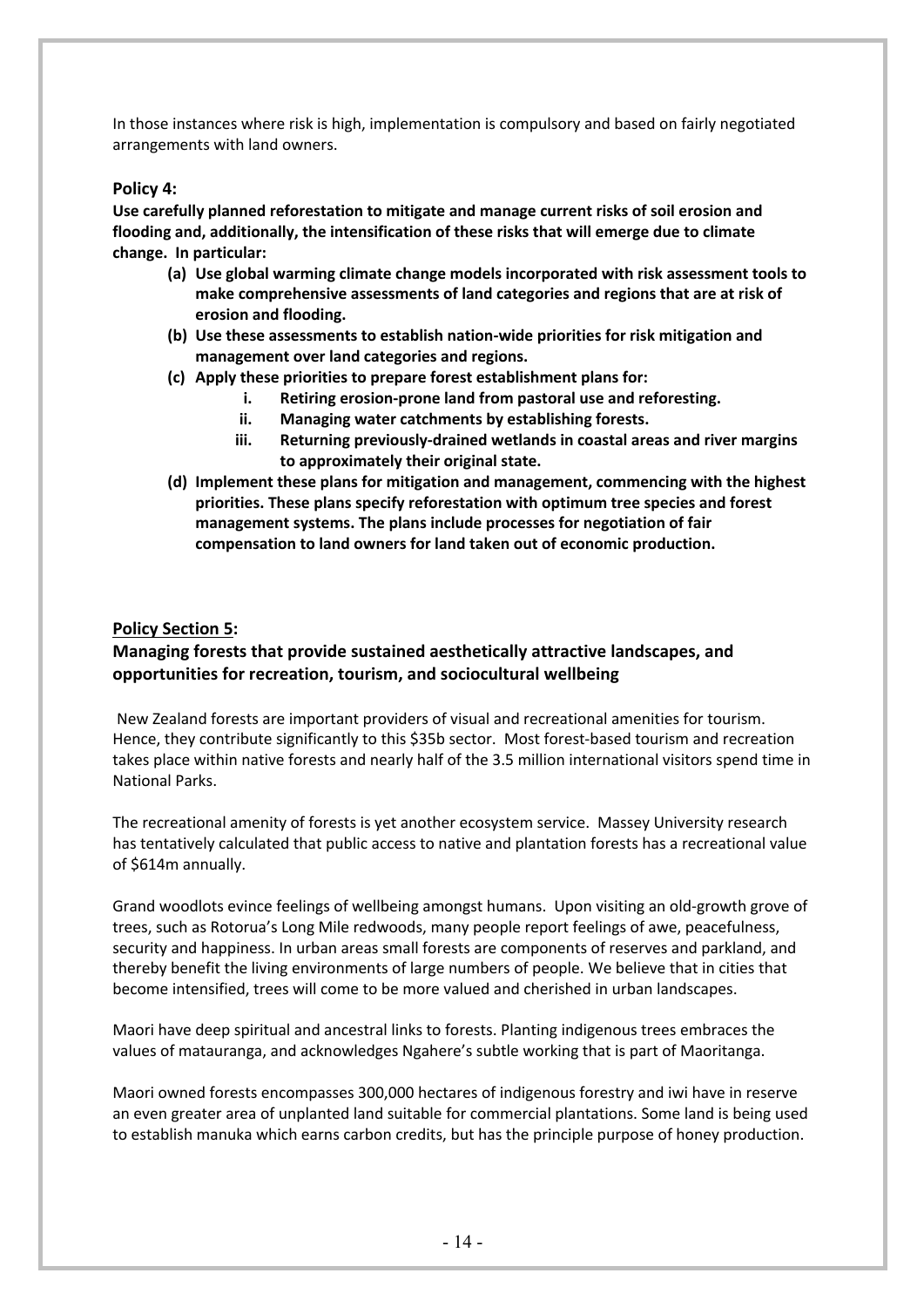In those instances where risk is high, implementation is compulsory and based on fairly negotiated arrangements with land owners.

### Policy 4:

**Use carefully planned reforestation to mitigate and manage current risks of soil erosion and flooding and, additionally, the intensification of these risks that will emerge due to climate change. In particular:**

- **(a) Use global warming climate change models incorporated with risk assessment tools to make comprehensive assessments of land categories and regions that are at risk of erosion and flooding.**
- **(b) Use these assessments to establish nation-wide priorities for risk mitigation and management over land categories and regions.**
- **(c) Apply these priorities to prepare forest establishment plans for:**
    - **i. Retiring erosion-prone land from pastoral use and reforesting.**
    - **ii. Managing water catchments by establishing forests.**
    - **iii. Returning previously-drained wetlands in coastal areas and river margins to approximately their original state.**
- **(d) Implement these plans for mitigation and management, commencing with the highest priorities. These plans specify reforestation with optimum tree species and forest management systems. The plans include processes for negotiation of fair compensation to land owners for land taken out of economic production.**

## Policy Section 5:

## Managing forests that provide sustained aesthetically attractive landscapes, and opportunities for recreation, tourism, and sociocultural wellbeing

New Zealand forests are important providers of visual and recreational amenities for tourism. Hence, they contribute significantly to this $35b sector. Most forest-based tourism and recreation takes place within native forests and nearly half of the 3.5 million international visitors spend time in National Parks.

The recreational amenity of forests is yet another ecosystem service. Massey University research has tentatively calculated that public access to native and plantation forests has a recreational value of $614m annually.

Grand woodlots evince feelings of wellbeing amongst humans. Upon visiting an old-growth grove of trees, such as Rotorua's Long Mile redwoods, many people report feelings of awe, peacefulness, security and happiness. In urban areas small forests are components of reserves and parkland, and thereby benefit the living environments of large numbers of people. We believe that in cities that become intensified, trees will come to be more valued and cherished in urban landscapes.

Maori have deep spiritual and ancestral links to forests. Planting indigenous trees embraces the values of matauranga, and acknowledges Ngahere's subtle working that is part of Maoritanga.

Maori owned forests encompasses 300,000 hectares of indigenous forestry and iwi have in reserve an even greater area of unplanted land suitable for commercial plantations. Some land is being used to establish manuka which earns carbon credits, but has the principle purpose of honey production.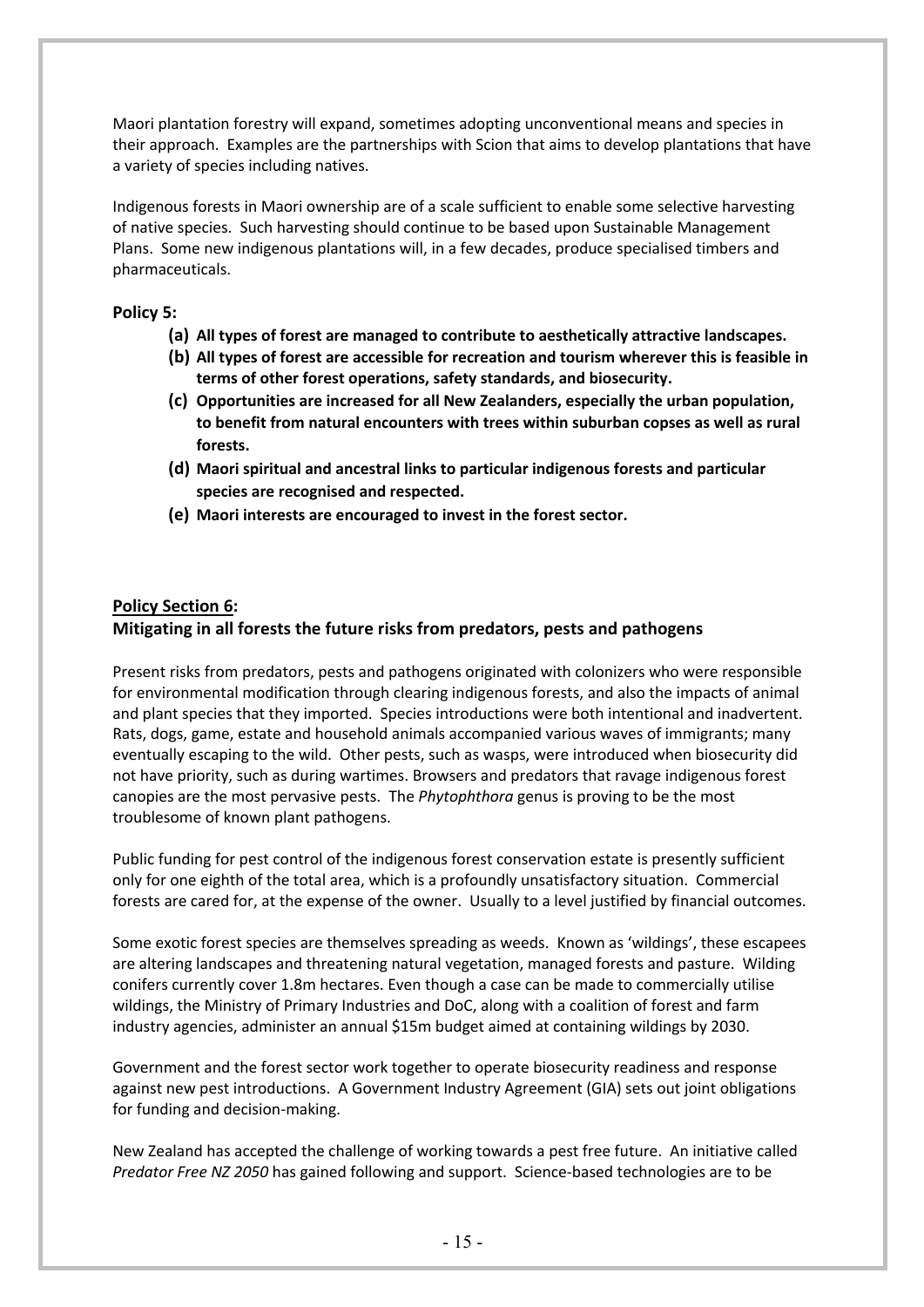Maori plantation forestry will expand, sometimes adopting unconventional means and species in their approach. Examples are the partnerships with Scion that aims to develop plantations that have a variety of species including natives.

Indigenous forests in Maori ownership are of a scale sufficient to enable some selective harvesting of native species. Such harvesting should continue to be based upon Sustainable Management Plans. Some new indigenous plantations will, in a few decades, produce specialised timbers and pharmaceuticals.

**Policy 5:**

- **(a) All types of forest are managed to contribute to aesthetically attractive landscapes.**
- **(b) All types of forest are accessible for recreation and tourism wherever this is feasible in terms of other forest operations, safety standards, and biosecurity.**
- **(c) Opportunities are increased for all New Zealanders, especially the urban population, to benefit from natural encounters with trees within suburban copses as well as rural forests.**
- **(d) Maori spiritual and ancestral links to particular indigenous forests and particular species are recognised and respected.**
- **(e) Maori interests are encouraged to invest in the forest sector.**

## Policy Section 6: Mitigating in all forests the future risks from predators, pests and pathogens

Present risks from predators, pests and pathogens originated with colonizers who were responsible for environmental modification through clearing indigenous forests, and also the impacts of animal and plant species that they imported. Species introductions were both intentional and inadvertent. Rats, dogs, game, estate and household animals accompanied various waves of immigrants; many eventually escaping to the wild. Other pests, such as wasps, were introduced when biosecurity did not have priority, such as during wartimes. Browsers and predators that ravage indigenous forest canopies are the most pervasive pests. The *Phytophthora* genus is proving to be the most troublesome of known plant pathogens.

Public funding for pest control of the indigenous forest conservation estate is presently sufficient only for one eighth of the total area, which is a profoundly unsatisfactory situation. Commercial forests are cared for, at the expense of the owner. Usually to a level justified by financial outcomes.

Some exotic forest species are themselves spreading as weeds. Known as 'wildings', these escapees are altering landscapes and threatening natural vegetation, managed forests and pasture. Wilding conifers currently cover 1.8m hectares. Even though a case can be made to commercially utilise wildings, the Ministry of Primary Industries and DoC, along with a coalition of forest and farm industry agencies, administer an annual $15m budget aimed at containing wildings by 2030.

Government and the forest sector work together to operate biosecurity readiness and response against new pest introductions. A Government Industry Agreement (GIA) sets out joint obligations for funding and decision-making.

New Zealand has accepted the challenge of working towards a pest free future. An initiative called *Predator Free NZ 2050* has gained following and support. Science-based technologies are to be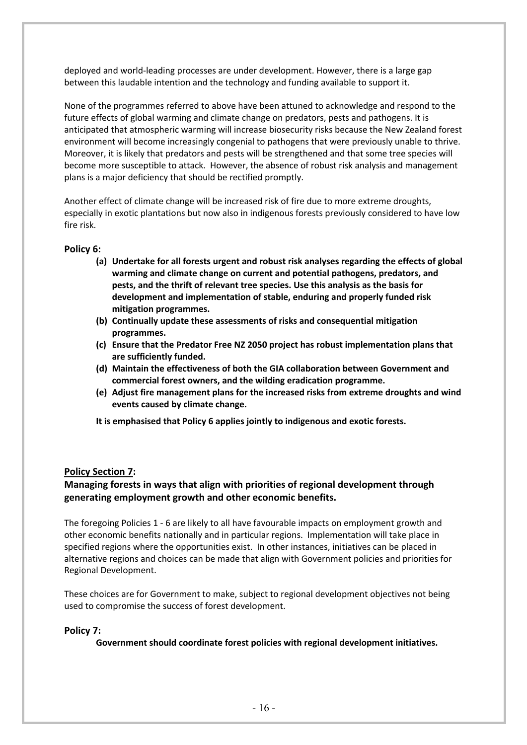deployed and world-leading processes are under development. However, there is a large gap between this laudable intention and the technology and funding available to support it.

None of the programmes referred to above have been attuned to acknowledge and respond to the future effects of global warming and climate change on predators, pests and pathogens. It is anticipated that atmospheric warming will increase biosecurity risks because the New Zealand forest environment will become increasingly congenial to pathogens that were previously unable to thrive. Moreover, it is likely that predators and pests will be strengthened and that some tree species will become more susceptible to attack. However, the absence of robust risk analysis and management plans is a major deficiency that should be rectified promptly.

Another effect of climate change will be increased risk of fire due to more extreme droughts, especially in exotic plantations but now also in indigenous forests previously considered to have low fire risk.

**Policy 6:**

- **(a) Undertake for all forests urgent and robust risk analyses regarding the effects of global warming and climate change on current and potential pathogens, predators, and pests, and the thrift of relevant tree species. Use this analysis as the basis for development and implementation of stable, enduring and properly funded risk mitigation programmes.**
- **(b) Continually update these assessments of risks and consequential mitigation programmes.**
- **(c) Ensure that the Predator Free NZ 2050 project has robust implementation plans that are sufficiently funded.**
- **(d) Maintain the effectiveness of both the GIA collaboration between Government and commercial forest owners, and the wilding eradication programme.**
- **(e) Adjust fire management plans for the increased risks from extreme droughts and wind events caused by climate change.**

**It is emphasised that Policy 6 applies jointly to indigenous and exotic forests.**

## <u>Policy Section 7</u>:

## Managing forests in ways that align with priorities of regional development through generating employment growth and other economic benefits.

The foregoing Policies 1 - 6 are likely to all have favourable impacts on employment growth and other economic benefits nationally and in particular regions. Implementation will take place in specified regions where the opportunities exist. In other instances, initiatives can be placed in alternative regions and choices can be made that align with Government policies and priorities for Regional Development.

These choices are for Government to make, subject to regional development objectives not being used to compromise the success of forest development.

**Policy 7:**

**Government should coordinate forest policies with regional development initiatives.**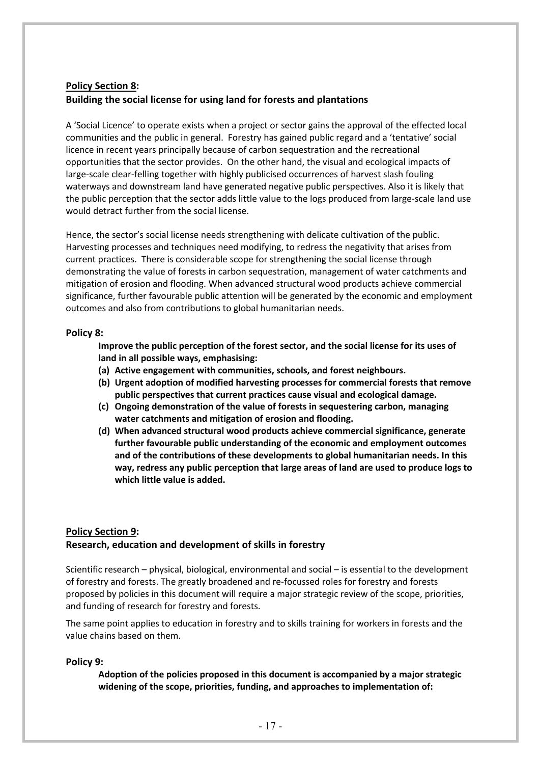**Policy Section 8:**
**Building the social license for using land for forests and plantations**

A 'Social Licence' to operate exists when a project or sector gains the approval of the effected local communities and the public in general. Forestry has gained public regard and a 'tentative' social licence in recent years principally because of carbon sequestration and the recreational opportunities that the sector provides. On the other hand, the visual and ecological impacts of large-scale clear-felling together with highly publicised occurrences of harvest slash fouling waterways and downstream land have generated negative public perspectives. Also it is likely that the public perception that the sector adds little value to the logs produced from large-scale land use would detract further from the social license.

Hence, the sector's social license needs strengthening with delicate cultivation of the public. Harvesting processes and techniques need modifying, to redress the negativity that arises from current practices. There is considerable scope for strengthening the social license through demonstrating the value of forests in carbon sequestration, management of water catchments and mitigation of erosion and flooding. When advanced structural wood products achieve commercial significance, further favourable public attention will be generated by the economic and employment outcomes and also from contributions to global humanitarian needs.

**Policy 8:**

**Improve the public perception of the forest sector, and the social license for its uses of land in all possible ways, emphasising:**

**(a) Active engagement with communities, schools, and forest neighbours.**
**(b) Urgent adoption of modified harvesting processes for commercial forests that remove public perspectives that current practices cause visual and ecological damage.**
**(c) Ongoing demonstration of the value of forests in sequestering carbon, managing water catchments and mitigation of erosion and flooding.**
**(d) When advanced structural wood products achieve commercial significance, generate further favourable public understanding of the economic and employment outcomes and of the contributions of these developments to global humanitarian needs. In this way, redress any public perception that large areas of land are used to produce logs to which little value is added.**

**Policy Section 9:**
**Research, education and development of skills in forestry**

Scientific research – physical, biological, environmental and social – is essential to the development of forestry and forests. The greatly broadened and re-focussed roles for forestry and forests proposed by policies in this document will require a major strategic review of the scope, priorities, and funding of research for forestry and forests.

The same point applies to education in forestry and to skills training for workers in forests and the value chains based on them.

**Policy 9:**

**Adoption of the policies proposed in this document is accompanied by a major strategic widening of the scope, priorities, funding, and approaches to implementation of:**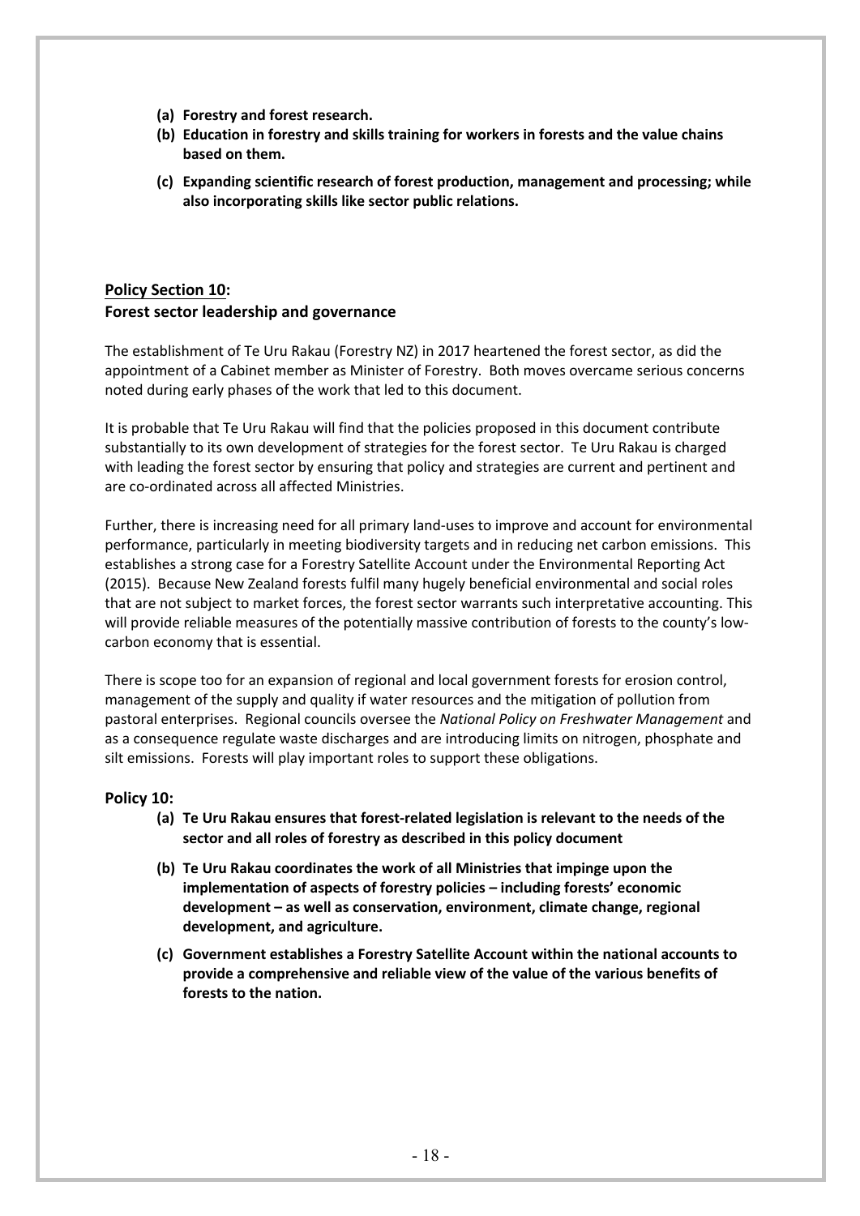- **(a) Forestry and forest research.**
- **(b) Education in forestry and skills training for workers in forests and the value chains based on them.**
- **(c) Expanding scientific research of forest production, management and processing; while also incorporating skills like sector public relations.**

## Policy Section 10: Forest sector leadership and governance

The establishment of Te Uru Rakau (Forestry NZ) in 2017 heartened the forest sector, as did the appointment of a Cabinet member as Minister of Forestry. Both moves overcame serious concerns noted during early phases of the work that led to this document.

It is probable that Te Uru Rakau will find that the policies proposed in this document contribute substantially to its own development of strategies for the forest sector. Te Uru Rakau is charged with leading the forest sector by ensuring that policy and strategies are current and pertinent and are co-ordinated across all affected Ministries.

Further, there is increasing need for all primary land-uses to improve and account for environmental performance, particularly in meeting biodiversity targets and in reducing net carbon emissions. This establishes a strong case for a Forestry Satellite Account under the Environmental Reporting Act (2015). Because New Zealand forests fulfil many hugely beneficial environmental and social roles that are not subject to market forces, the forest sector warrants such interpretative accounting. This will provide reliable measures of the potentially massive contribution of forests to the county's low-carbon economy that is essential.

There is scope too for an expansion of regional and local government forests for erosion control, management of the supply and quality if water resources and the mitigation of pollution from pastoral enterprises. Regional councils oversee the *National Policy on Freshwater Management* and as a consequence regulate waste discharges and are introducing limits on nitrogen, phosphate and silt emissions. Forests will play important roles to support these obligations.

### Policy 10:

- **(a) Te Uru Rakau ensures that forest-related legislation is relevant to the needs of the sector and all roles of forestry as described in this policy document**
- **(b) Te Uru Rakau coordinates the work of all Ministries that impinge upon the implementation of aspects of forestry policies – including forests' economic development – as well as conservation, environment, climate change, regional development, and agriculture.**
- **(c) Government establishes a Forestry Satellite Account within the national accounts to provide a comprehensive and reliable view of the value of the various benefits of forests to the nation.**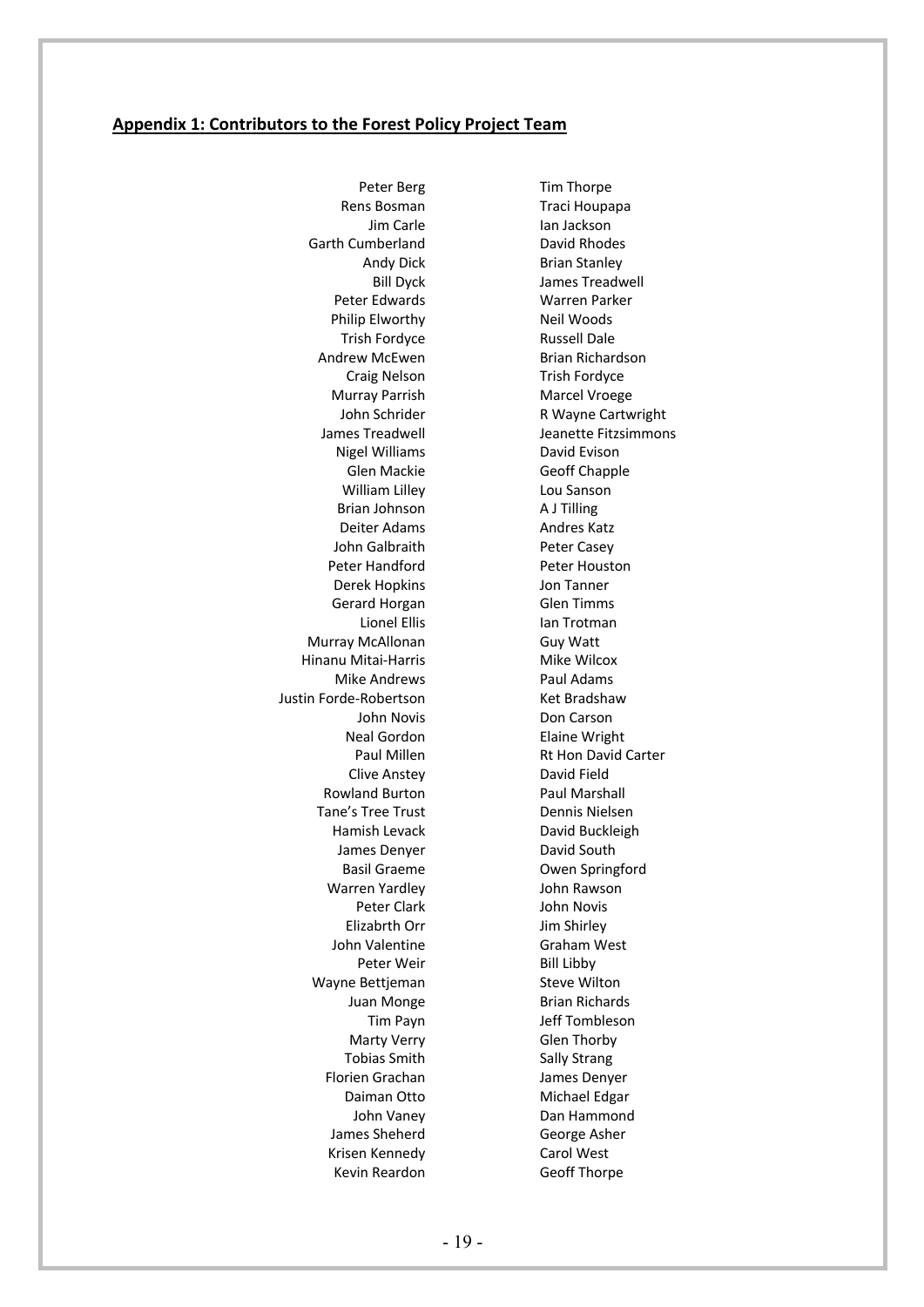## Appendix 1: Contributors to the Forest Policy Project Team

Peter Berg
Rens Bosman
Jim Carle
Garth Cumberland
Andy Dick
Bill Dyck
Peter Edwards
Philip Elworthy
Trish Fordyce
Andrew McEwen
Craig Nelson
Murray Parrish
John Schrider
James Treadwell
Nigel Williams
Glen Mackie
William Lilley
Brian Johnson
Deiter Adams
John Galbraith
Peter Handford
Derek Hopkins
Gerard Horgan
Lionel Ellis
Murray McAllonan
Hinanu Mitai-Harris
Mike Andrews
Justin Forde-Robertson
John Novis
Neal Gordon
Paul Millen
Clive Anstey
Rowland Burton
Tane's Tree Trust
Hamish Levack
James Denyer
Basil Graeme
Warren Yardley
Peter Clark
Elizabrth Orr
John Valentine
Peter Weir
Wayne Bettjeman
Juan Monge
Tim Payn
Marty Verry
Tobias Smith
Florien Grachan
Daiman Otto
John Vaney
James Sheherd
Krisen Kennedy
Kevin Reardon
Tim Thorpe
Traci Houpapa
Ian Jackson
David Rhodes
Brian Stanley
James Treadwell
Warren Parker
Neil Woods
Russell Dale
Brian Richardson
Trish Fordyce
Marcel Vroege
R Wayne Cartwright
Jeanette Fitzsimmons
David Evison
Geoff Chapple
Lou Sanson
A J Tilling
Andres Katz
Peter Casey
Peter Houston
Jon Tanner
Glen Timms
Ian Trotman
Guy Watt
Mike Wilcox
Paul Adams
Ket Bradshaw
Don Carson
Elaine Wright
Rt Hon David Carter
David Field
Paul Marshall
Dennis Nielsen
David Buckleigh
David South
Owen Springford
John Rawson
John Novis
Jim Shirley
Graham West
Bill Libby
Steve Wilton
Brian Richards
Jeff Tombleson
Glen Thorby
Sally Strang
James Denyer
Michael Edgar
Dan Hammond
George Asher
Carol West
Geoff Thorpe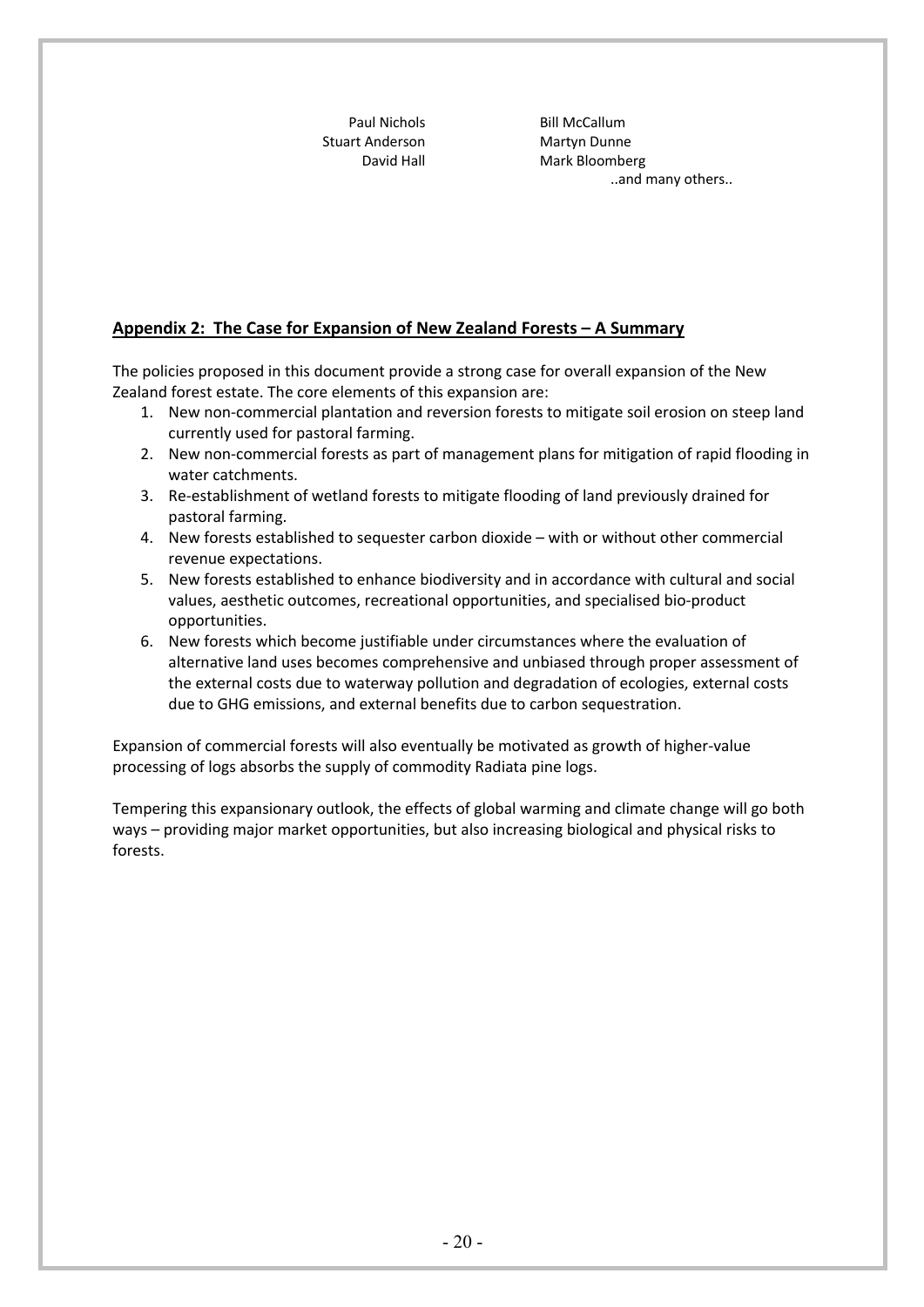Paul Nichols Bill McCallum
Stuart Anderson Martyn Dunne
David Hall Mark Bloomberg
..and many others..

## Appendix 2: The Case for Expansion of New Zealand Forests – A Summary

The policies proposed in this document provide a strong case for overall expansion of the New Zealand forest estate. The core elements of this expansion are:

1. New non-commercial plantation and reversion forests to mitigate soil erosion on steep land currently used for pastoral farming.
2. New non-commercial forests as part of management plans for mitigation of rapid flooding in water catchments.
3. Re-establishment of wetland forests to mitigate flooding of land previously drained for pastoral farming.
4. New forests established to sequester carbon dioxide – with or without other commercial revenue expectations.
5. New forests established to enhance biodiversity and in accordance with cultural and social values, aesthetic outcomes, recreational opportunities, and specialised bio-product opportunities.
6. New forests which become justifiable under circumstances where the evaluation of alternative land uses becomes comprehensive and unbiased through proper assessment of the external costs due to waterway pollution and degradation of ecologies, external costs due to GHG emissions, and external benefits due to carbon sequestration.

Expansion of commercial forests will also eventually be motivated as growth of higher-value processing of logs absorbs the supply of commodity Radiata pine logs.

Tempering this expansionary outlook, the effects of global warming and climate change will go both ways – providing major market opportunities, but also increasing biological and physical risks to forests.